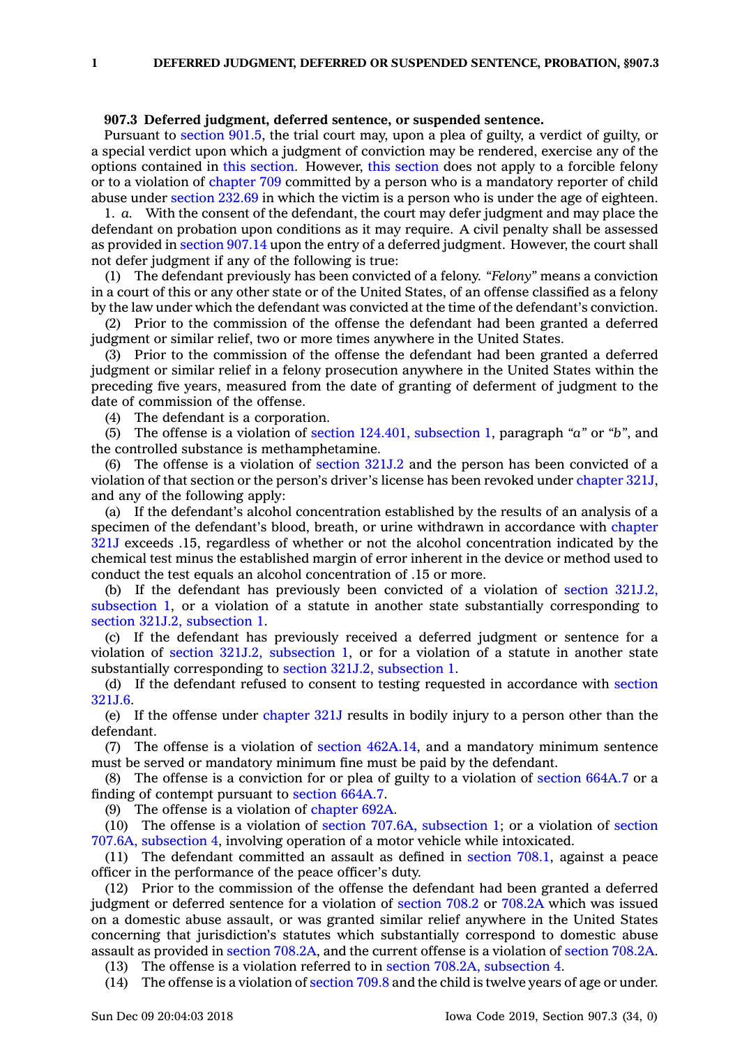**907.3 Deferred judgment, deferred sentence, or suspended sentence.**

Pursuant to section 901.5, the trial court may, upon a plea of guilty, a verdict of guilty, or a special verdict upon which a judgment of conviction may be rendered, exercise any of the options contained in this section. However, this section does not apply to a forcible felony or to a violation of chapter 709 committed by a person who is a mandatory reporter of child abuse under section 232.69 in which the victim is a person who is under the age of eighteen.

1. *a.* With the consent of the defendant, the court may defer judgment and may place the defendant on probation upon conditions as it may require. A civil penalty shall be assessed as provided in section 907.14 upon the entry of a deferred judgment. However, the court shall not defer judgment if any of the following is true:

(1) The defendant previously has been convicted of a felony. *"Felony"* means a conviction in a court of this or any other state or of the United States, of an offense classified as a felony by the law under which the defendant was convicted at the time of the defendant's conviction.

(2) Prior to the commission of the offense the defendant had been granted a deferred judgment or similar relief, two or more times anywhere in the United States.

(3) Prior to the commission of the offense the defendant had been granted a deferred judgment or similar relief in a felony prosecution anywhere in the United States within the preceding five years, measured from the date of granting of deferment of judgment to the date of commission of the offense.

(4) The defendant is a corporation.

(5) The offense is a violation of section 124.401, subsection 1, paragraph *"a"* or *"b"*, and the controlled substance is methamphetamine.

(6) The offense is a violation of section 321J.2 and the person has been convicted of a violation of that section or the person's driver's license has been revoked under chapter 321J, and any of the following apply:

(a) If the defendant's alcohol concentration established by the results of an analysis of a specimen of the defendant's blood, breath, or urine withdrawn in accordance with chapter 321J exceeds .15, regardless of whether or not the alcohol concentration indicated by the chemical test minus the established margin of error inherent in the device or method used to conduct the test equals an alcohol concentration of .15 or more.

(b) If the defendant has previously been convicted of a violation of section 321J.2, subsection 1, or a violation of a statute in another state substantially corresponding to section 321J.2, subsection 1.

(c) If the defendant has previously received a deferred judgment or sentence for a violation of section 321J.2, subsection 1, or for a violation of a statute in another state substantially corresponding to section 321J.2, subsection 1.

(d) If the defendant refused to consent to testing requested in accordance with section 321J.6.

(e) If the offense under chapter 321J results in bodily injury to a person other than the defendant.

(7) The offense is a violation of section 462A.14, and a mandatory minimum sentence must be served or mandatory minimum fine must be paid by the defendant.

(8) The offense is a conviction for or plea of guilty to a violation of section 664A.7 or a finding of contempt pursuant to section 664A.7.

(9) The offense is a violation of chapter 692A.

(10) The offense is a violation of section 707.6A, subsection 1; or a violation of section 707.6A, subsection 4, involving operation of a motor vehicle while intoxicated.

(11) The defendant committed an assault as defined in section 708.1, against a peace officer in the performance of the peace officer's duty.

(12) Prior to the commission of the offense the defendant had been granted a deferred judgment or deferred sentence for a violation of section 708.2 or 708.2A which was issued on a domestic abuse assault, or was granted similar relief anywhere in the United States concerning that jurisdiction's statutes which substantially correspond to domestic abuse assault as provided in section 708.2A, and the current offense is a violation of section 708.2A.

(13) The offense is a violation referred to in section 708.2A, subsection 4.

(14) The offense is a violation of section 709.8 and the child is twelve years of age or under.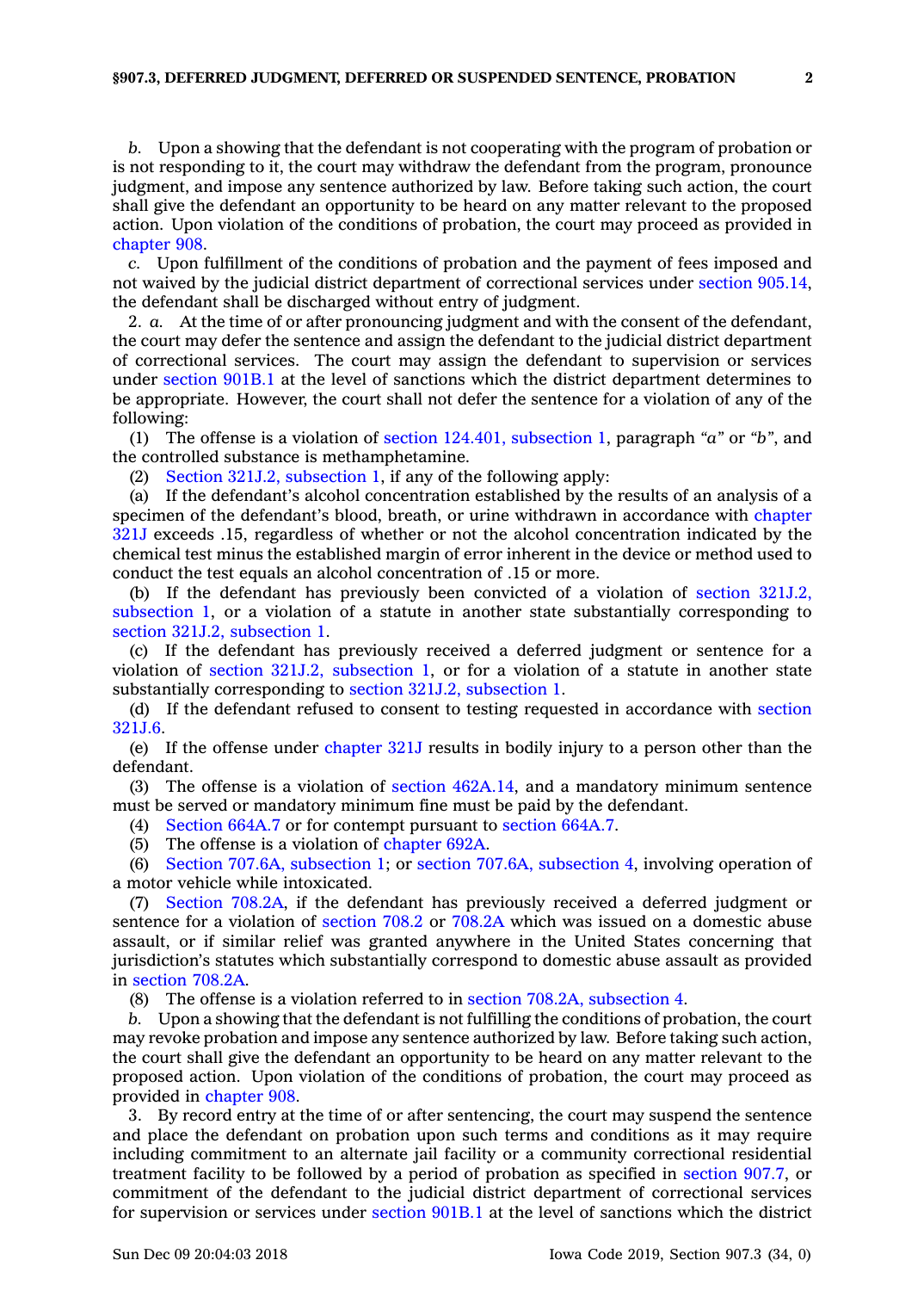*b.* Upon a showing that the defendant is not cooperating with the program of probation or is not responding to it, the court may withdraw the defendant from the program, pronounce judgment, and impose any sentence authorized by law. Before taking such action, the court shall give the defendant an opportunity to be heard on any matter relevant to the proposed action. Upon violation of the conditions of probation, the court may proceed as provided in chapter 908.

*c.* Upon fulfillment of the conditions of probation and the payment of fees imposed and not waived by the judicial district department of correctional services under section 905.14, the defendant shall be discharged without entry of judgment.

2. *a.* At the time of or after pronouncing judgment and with the consent of the defendant, the court may defer the sentence and assign the defendant to the judicial district department of correctional services. The court may assign the defendant to supervision or services under section 901B.1 at the level of sanctions which the district department determines to be appropriate. However, the court shall not defer the sentence for a violation of any of the following:

(1) The offense is a violation of section 124.401, subsection 1, paragraph *"a"* or *"b"*, and the controlled substance is methamphetamine.

(2) Section 321J.2, subsection 1, if any of the following apply:

(a) If the defendant's alcohol concentration established by the results of an analysis of a specimen of the defendant's blood, breath, or urine withdrawn in accordance with chapter 321J exceeds .15, regardless of whether or not the alcohol concentration indicated by the chemical test minus the established margin of error inherent in the device or method used to conduct the test equals an alcohol concentration of .15 or more.

(b) If the defendant has previously been convicted of a violation of section 321J.2, subsection 1, or a violation of a statute in another state substantially corresponding to section 321J.2, subsection 1.

(c) If the defendant has previously received a deferred judgment or sentence for a violation of section 321J.2, subsection 1, or for a violation of a statute in another state substantially corresponding to section 321J.2, subsection 1.

(d) If the defendant refused to consent to testing requested in accordance with section 321J.6.

(e) If the offense under chapter 321J results in bodily injury to a person other than the defendant.

(3) The offense is a violation of section 462A.14, and a mandatory minimum sentence must be served or mandatory minimum fine must be paid by the defendant.

(4) Section 664A.7 or for contempt pursuant to section 664A.7.

(5) The offense is a violation of chapter 692A.

(6) Section 707.6A, subsection 1; or section 707.6A, subsection 4, involving operation of a motor vehicle while intoxicated.

(7) Section 708.2A, if the defendant has previously received a deferred judgment or sentence for a violation of section 708.2 or 708.2A which was issued on a domestic abuse assault, or if similar relief was granted anywhere in the United States concerning that jurisdiction's statutes which substantially correspond to domestic abuse assault as provided in section 708.2A.

(8) The offense is a violation referred to in section 708.2A, subsection 4.

*b.* Upon a showing that the defendant is not fulfilling the conditions of probation, the court may revoke probation and impose any sentence authorized by law. Before taking such action, the court shall give the defendant an opportunity to be heard on any matter relevant to the proposed action. Upon violation of the conditions of probation, the court may proceed as provided in chapter 908.

3. By record entry at the time of or after sentencing, the court may suspend the sentence and place the defendant on probation upon such terms and conditions as it may require including commitment to an alternate jail facility or a community correctional residential treatment facility to be followed by a period of probation as specified in section 907.7, or commitment of the defendant to the judicial district department of correctional services for supervision or services under section 901B.1 at the level of sanctions which the district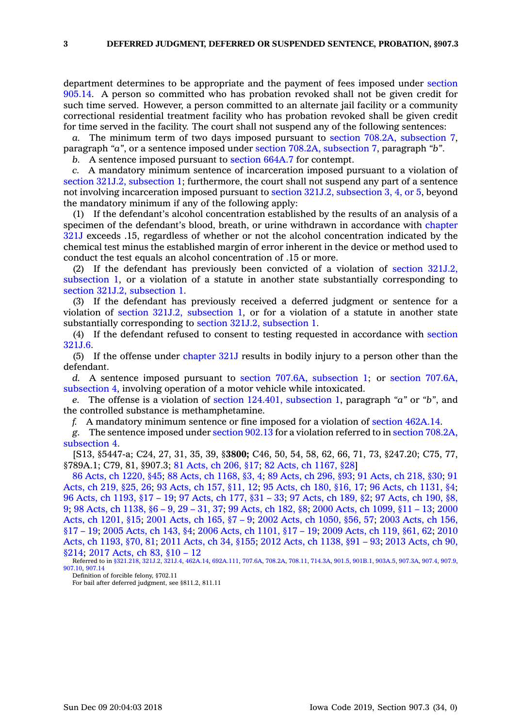department determines to be appropriate and the payment of fees imposed under section 905.14. A person so committed who has probation revoked shall not be given credit for such time served. However, a person committed to an alternate jail facility or a community correctional residential treatment facility who has probation revoked shall be given credit for time served in the facility. The court shall not suspend any of the following sentences:

*a.* The minimum term of two days imposed pursuant to section 708.2A, subsection 7, paragraph *"a"*, or a sentence imposed under section 708.2A, subsection 7, paragraph *"b"*.

*b.* A sentence imposed pursuant to section 664A.7 for contempt.

*c.* A mandatory minimum sentence of incarceration imposed pursuant to a violation of section 321J.2, subsection 1; furthermore, the court shall not suspend any part of a sentence not involving incarceration imposed pursuant to section 321J.2, subsection 3, 4, or 5, beyond the mandatory minimum if any of the following apply:

(1) If the defendant's alcohol concentration established by the results of an analysis of a specimen of the defendant's blood, breath, or urine withdrawn in accordance with chapter 321J exceeds .15, regardless of whether or not the alcohol concentration indicated by the chemical test minus the established margin of error inherent in the device or method used to conduct the test equals an alcohol concentration of .15 or more.

(2) If the defendant has previously been convicted of a violation of section 321J.2, subsection 1, or a violation of a statute in another state substantially corresponding to section 321J.2, subsection 1.

(3) If the defendant has previously received a deferred judgment or sentence for a violation of section 321J.2, subsection 1, or for a violation of a statute in another state substantially corresponding to section 321J.2, subsection 1.

(4) If the defendant refused to consent to testing requested in accordance with section 321J.6.

(5) If the offense under chapter 321J results in bodily injury to a person other than the defendant.

*d.* A sentence imposed pursuant to section 707.6A, subsection 1; or section 707.6A, subsection 4, involving operation of a motor vehicle while intoxicated.

*e.* The offense is a violation of section 124.401, subsection 1, paragraph *"a"* or *"b"*, and the controlled substance is methamphetamine.

*f.* A mandatory minimum sentence or fine imposed for a violation of section 462A.14.

*g.* The sentence imposed under section 902.13 for a violation referred to in section 708.2A, subsection 4.

[S13, §5447-a; C24, 27, 31, 35, 39, §**3800;** C46, 50, 54, 58, 62, 66, 71, 73, §247.20; C75, 77, §789A.1; C79, 81, §907.3; 81 Acts, ch 206, §17; 82 Acts, ch 1167, §28]

86 Acts, ch 1220, §45; 88 Acts, ch 1168, §3, 4; 89 Acts, ch 296, §93; 91 Acts, ch 218, §30; 91 Acts, ch 219, §25, 26; 93 Acts, ch 157, §11, 12; 95 Acts, ch 180, §16, 17; 96 Acts, ch 1131, §4; 96 Acts, ch 1193, §17 – 19; 97 Acts, ch 177, §31 – 33; 97 Acts, ch 189, §2; 97 Acts, ch 190, §8, 9; 98 Acts, ch 1138, §6 – 9, 29 – 31, 37; 99 Acts, ch 182, §8; 2000 Acts, ch 1099, §11 – 13; 2000 Acts, ch 1201, §15; 2001 Acts, ch 165, §7 – 9; 2002 Acts, ch 1050, §56, 57; 2003 Acts, ch 156, §17 – 19; 2005 Acts, ch 143, §4; 2006 Acts, ch 1101, §17 – 19; 2009 Acts, ch 119, §61, 62; 2010 Acts, ch 1193, §70, 81; 2011 Acts, ch 34, §155; 2012 Acts, ch 1138, §91 – 93; 2013 Acts, ch 90, §214; 2017 Acts, ch 83, §10 – 12

Referred to in §321.218, 321J.2, 321J.4, 462A.14, 692A.111, 707.6A, 708.2A, 708.11, 714.3A, 901.5, 901B.1, 903A.5, 907.3A, 907.4, 907.9, 907.10, 907.14

Definition of forcible felony, §702.11

For bail after deferred judgment, see §811.2, 811.11